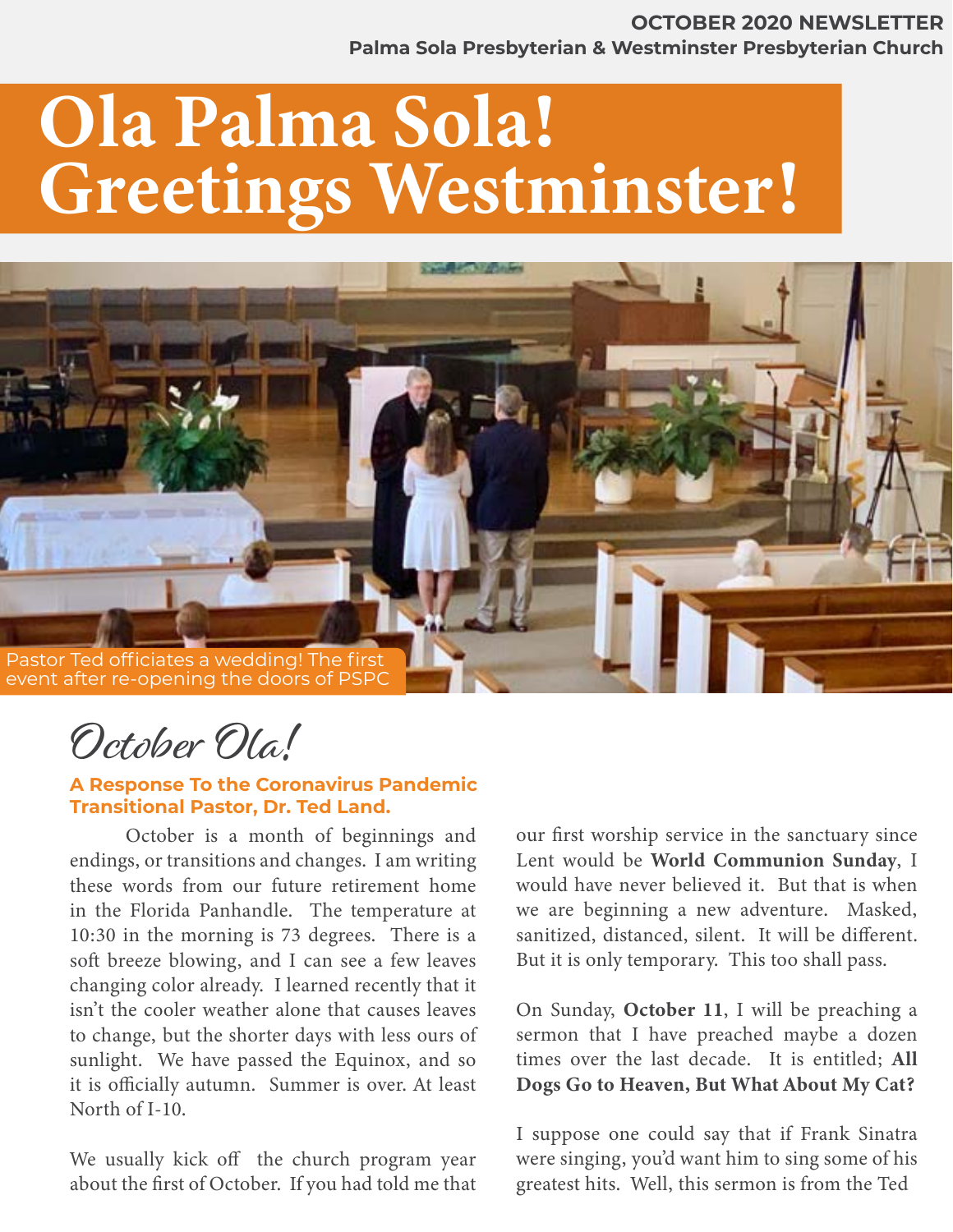**OCTOBER 2020 NEWSLETTER**
**Palma Sola Presbyterian & Westminster Presbyterian Church**

# Ola Palma Sola! Greetings Westminster!

Pastor Ted officiates a wedding! The first event after re-opening the doors of PSPC

## October Ola!

**A Response To the Coronavirus Pandemic**
**Transitional Pastor, Dr. Ted Land.**

October is a month of beginnings and endings, or transitions and changes. I am writing these words from our future retirement home in the Florida Panhandle. The temperature at 10:30 in the morning is 73 degrees. There is a soft breeze blowing, and I can see a few leaves changing color already. I learned recently that it isn't the cooler weather alone that causes leaves to change, but the shorter days with less ours of sunlight. We have passed the Equinox, and so it is officially autumn. Summer is over. At least North of I-10.

We usually kick off the church program year about the first of October. If you had told me that our first worship service in the sanctuary since Lent would be **World Communion Sunday**, I would have never believed it. But that is when we are beginning a new adventure. Masked, sanitized, distanced, silent. It will be different. But it is only temporary. This too shall pass.

On Sunday, **October 11**, I will be preaching a sermon that I have preached maybe a dozen times over the last decade. It is entitled; **All Dogs Go to Heaven, But What About My Cat?**

I suppose one could say that if Frank Sinatra were singing, you'd want him to sing some of his greatest hits. Well, this sermon is from the Ted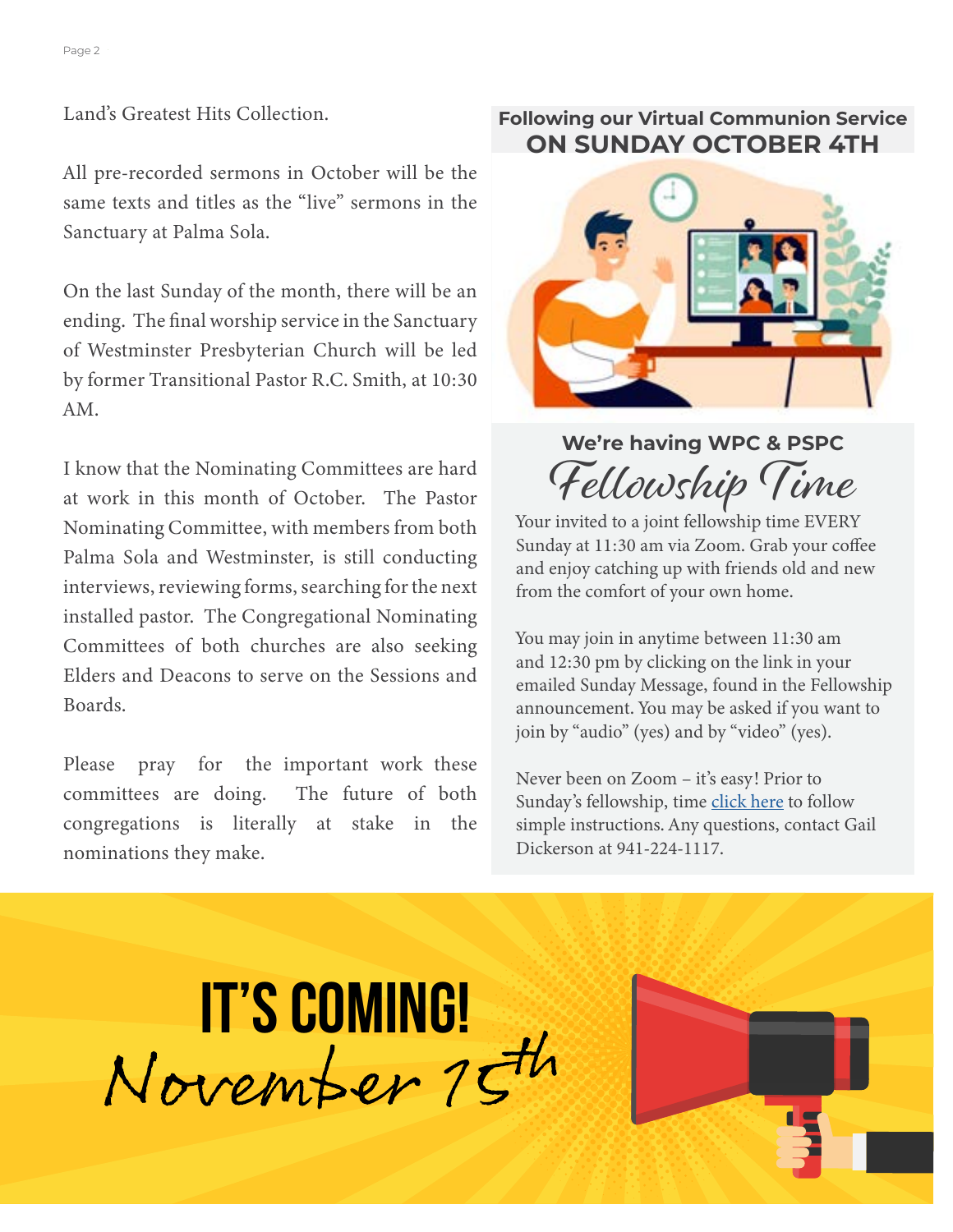Land's Greatest Hits Collection.

All pre-recorded sermons in October will be the same texts and titles as the "live" sermons in the Sanctuary at Palma Sola.

On the last Sunday of the month, there will be an ending. The final worship service in the Sanctuary of Westminster Presbyterian Church will be led by former Transitional Pastor R.C. Smith, at 10:30 AM.

I know that the Nominating Committees are hard at work in this month of October. The Pastor Nominating Committee, with members from both Palma Sola and Westminster, is still conducting interviews, reviewing forms, searching for the next installed pastor. The Congregational Nominating Committees of both churches are also seeking Elders and Deacons to serve on the Sessions and Boards.

Please pray for the important work these committees are doing. The future of both congregations is literally at stake in the nominations they make.

**Following our Virtual Communion Service**
## ON SUNDAY OCTOBER 4TH

**We're having WPC & PSPC**
## *Fellowship Time*

Your invited to a joint fellowship time EVERY Sunday at 11:30 am via Zoom. Grab your coffee and enjoy catching up with friends old and new from the comfort of your own home.

You may join in anytime between 11:30 am and 12:30 pm by clicking on the link in your emailed Sunday Message, found in the Fellowship announcement. You may be asked if you want to join by "audio" (yes) and by "video" (yes).

Never been on Zoom – it's easy! Prior to Sunday's fellowship, time click here to follow simple instructions. Any questions, contact Gail Dickerson at 941-224-1117.

# IT'S COMING!
## *November 15th*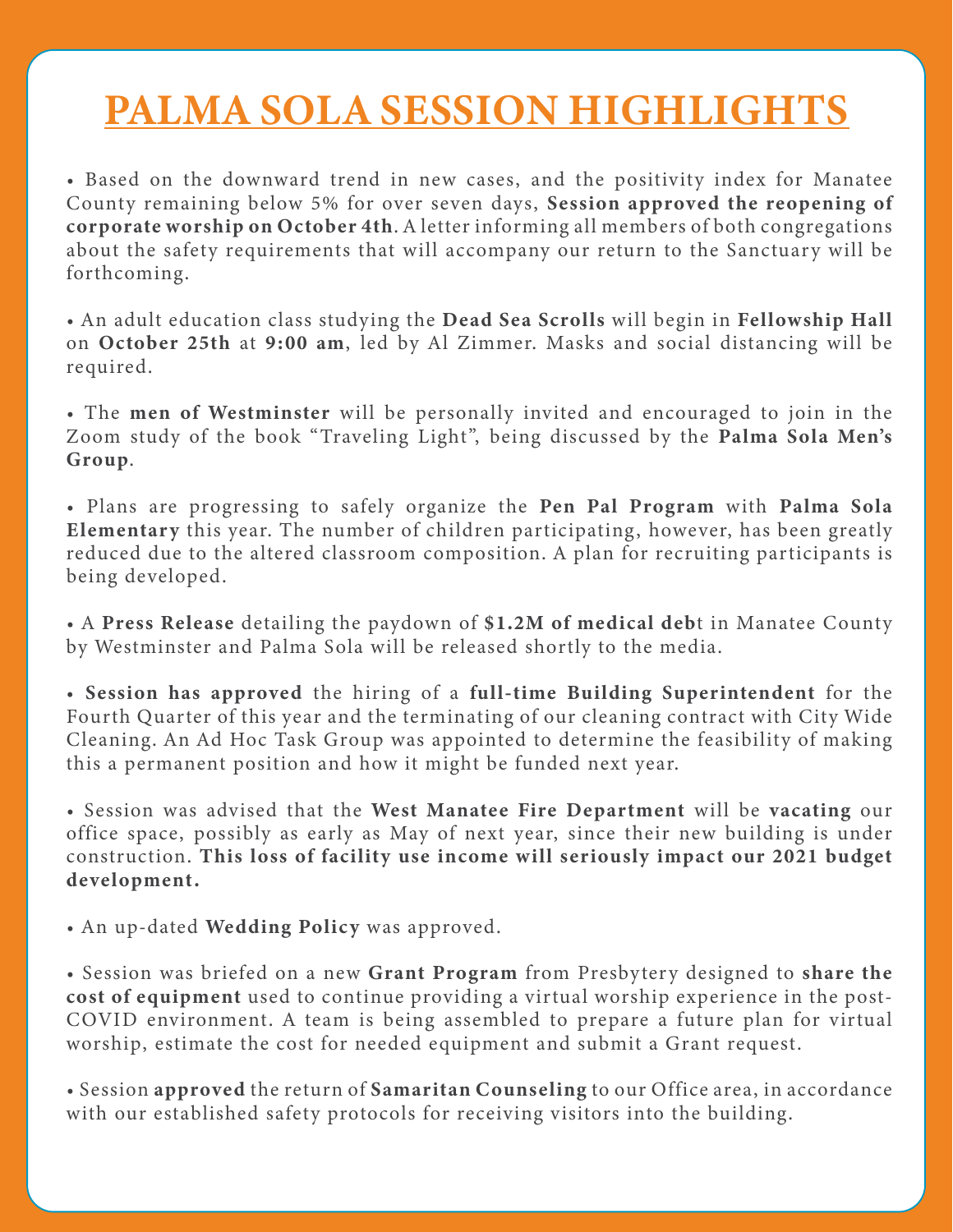# PALMA SOLA SESSION HIGHLIGHTS

• Based on the downward trend in new cases, and the positivity index for Manatee County remaining below 5% for over seven days, **Session approved the reopening of corporate worship on October 4th**. A letter informing all members of both congregations about the safety requirements that will accompany our return to the Sanctuary will be forthcoming.

• An adult education class studying the **Dead Sea Scrolls** will begin in **Fellowship Hall** on **October 25th** at **9:00 am**, led by Al Zimmer. Masks and social distancing will be required.

• The **men of Westminster** will be personally invited and encouraged to join in the Zoom study of the book "Traveling Light", being discussed by the **Palma Sola Men's Group**.

• Plans are progressing to safely organize the **Pen Pal Program** with **Palma Sola Elementary** this year. The number of children participating, however, has been greatly reduced due to the altered classroom composition. A plan for recruiting participants is being developed.

• A **Press Release** detailing the paydown of **$1.2M of medical deb**t in Manatee County by Westminster and Palma Sola will be released shortly to the media.

• **Session has approved** the hiring of a **full-time Building Superintendent** for the Fourth Quarter of this year and the terminating of our cleaning contract with City Wide Cleaning. An Ad Hoc Task Group was appointed to determine the feasibility of making this a permanent position and how it might be funded next year.

• Session was advised that the **West Manatee Fire Department** will be **vacating** our office space, possibly as early as May of next year, since their new building is under construction. **This loss of facility use income will seriously impact our 2021 budget development.**

• An up-dated **Wedding Policy** was approved.

• Session was briefed on a new **Grant Program** from Presbytery designed to **share the cost of equipment** used to continue providing a virtual worship experience in the post-COVID environment. A team is being assembled to prepare a future plan for virtual worship, estimate the cost for needed equipment and submit a Grant request.

• Session **approved** the return of **Samaritan Counseling** to our Office area, in accordance with our established safety protocols for receiving visitors into the building.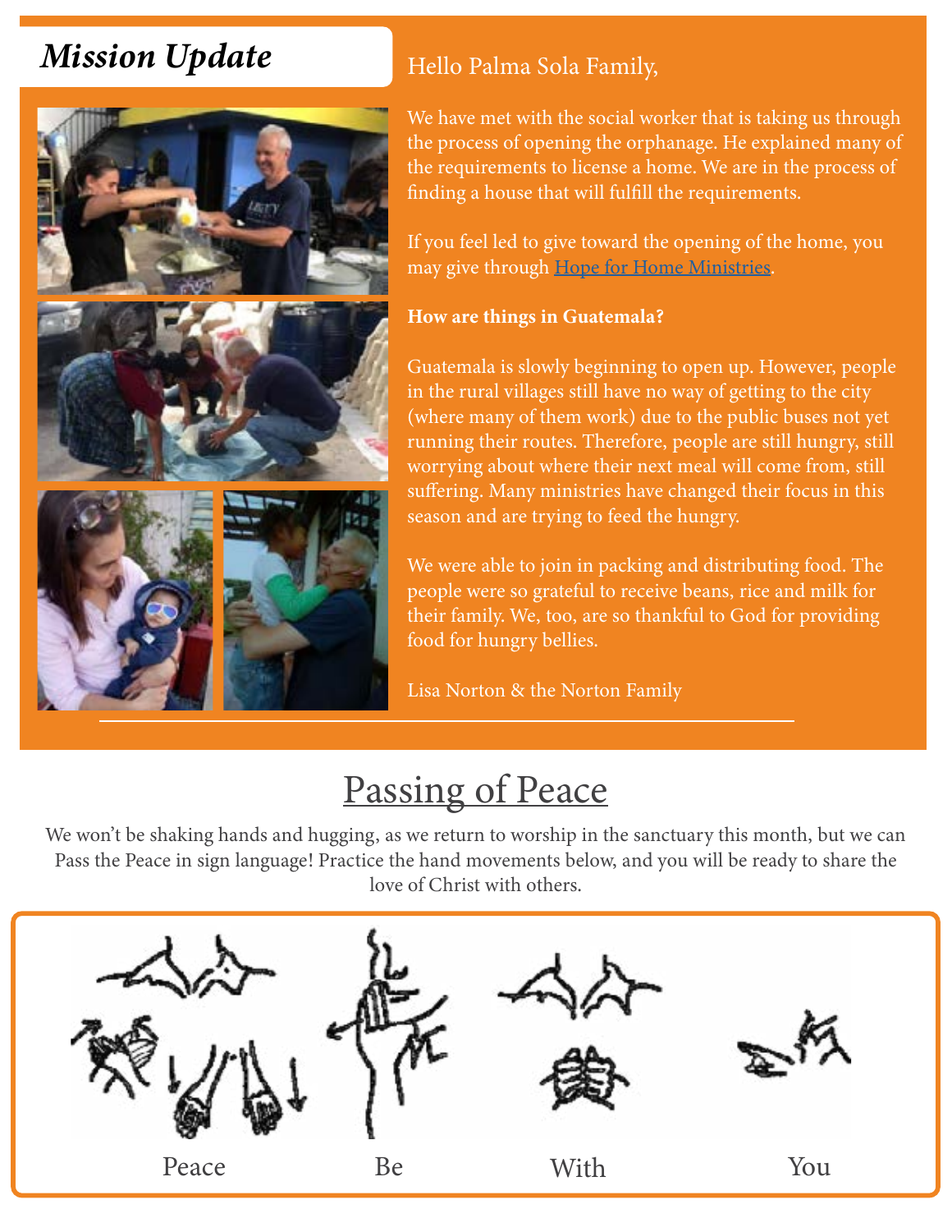## *Mission Update*

Hello Palma Sola Family,

We have met with the social worker that is taking us through the process of opening the orphanage. He explained many of the requirements to license a home. We are in the process of finding a house that will fulfill the requirements.

If you feel led to give toward the opening of the home, you may give through [Hope for Home Ministries].

**How are things in Guatemala?**

Guatemala is slowly beginning to open up. However, people in the rural villages still have no way of getting to the city (where many of them work) due to the public buses not yet running their routes. Therefore, people are still hungry, still worrying about where their next meal will come from, still suffering. Many ministries have changed their focus in this season and are trying to feed the hungry.

We were able to join in packing and distributing food. The people were so grateful to receive beans, rice and milk for their family. We, too, are so thankful to God for providing food for hungry bellies.

Lisa Norton & the Norton Family

# Passing of Peace

We won't be shaking hands and hugging, as we return to worship in the sanctuary this month, but we can Pass the Peace in sign language! Practice the hand movements below, and you will be ready to share the love of Christ with others.

Peace Be With You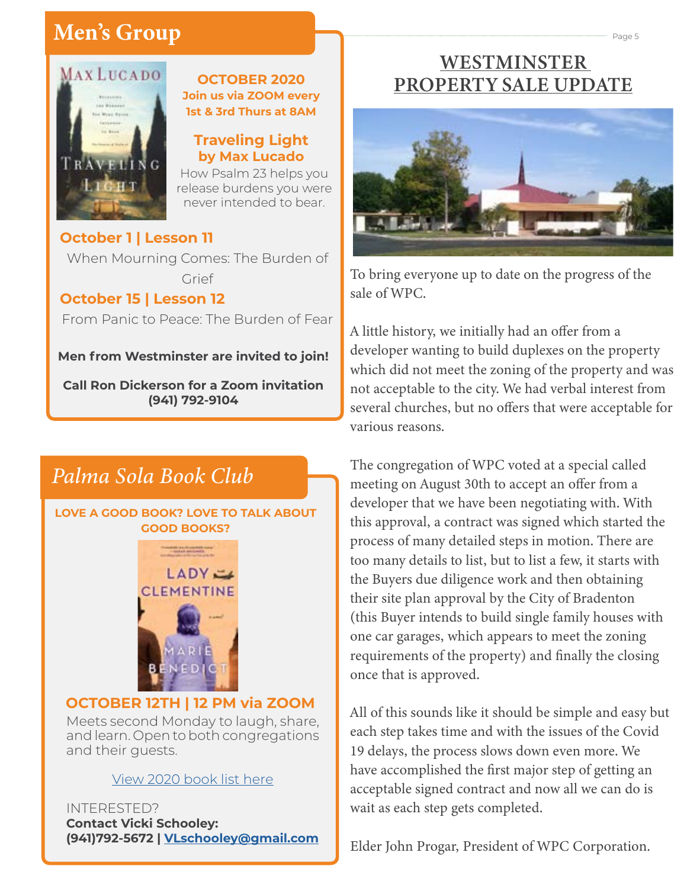## Men's Group

**OCTOBER 2020**
**Join us via ZOOM every 1st & 3rd Thurs at 8AM**

**Traveling Light by Max Lucado**

How Psalm 23 helps you release burdens you were never intended to bear.

**October 1 | Lesson 11**

When Mourning Comes: The Burden of Grief

**October 15 | Lesson 12**

From Panic to Peace: The Burden of Fear

**Men from Westminster are invited to join!**

**Call Ron Dickerson for a Zoom invitation (941) 792-9104**

## *Palma Sola Book Club*

**LOVE A GOOD BOOK? LOVE TO TALK ABOUT GOOD BOOKS?**

**OCTOBER 12TH | 12 PM via ZOOM**

Meets second Monday to laugh, share, and learn. Open to both congregations and their guests.

View 2020 book list here

INTERESTED?
**Contact Vicki Schooley:**
**(941)792-5672 | VLschooley@gmail.com**

## WESTMINSTER PROPERTY SALE UPDATE

To bring everyone up to date on the progress of the sale of WPC.

A little history, we initially had an offer from a developer wanting to build duplexes on the property which did not meet the zoning of the property and was not acceptable to the city. We had verbal interest from several churches, but no offers that were acceptable for various reasons.

The congregation of WPC voted at a special called meeting on August 30th to accept an offer from a developer that we have been negotiating with. With this approval, a contract was signed which started the process of many detailed steps in motion. There are too many details to list, but to list a few, it starts with the Buyers due diligence work and then obtaining their site plan approval by the City of Bradenton (this Buyer intends to build single family houses with one car garages, which appears to meet the zoning requirements of the property) and finally the closing once that is approved.

All of this sounds like it should be simple and easy but each step takes time and with the issues of the Covid 19 delays, the process slows down even more. We have accomplished the first major step of getting an acceptable signed contract and now all we can do is wait as each step gets completed.

Elder John Progar, President of WPC Corporation.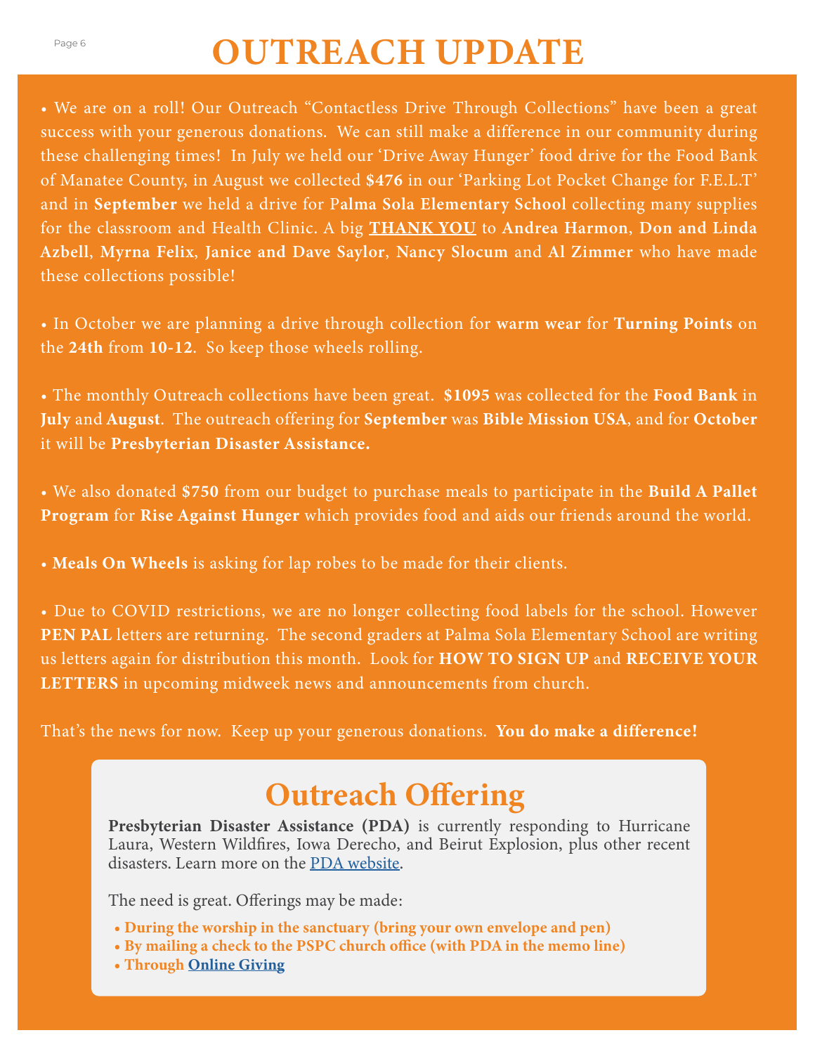# OUTREACH UPDATE

• We are on a roll! Our Outreach "Contactless Drive Through Collections" have been a great success with your generous donations. We can still make a difference in our community during these challenging times! In July we held our 'Drive Away Hunger' food drive for the Food Bank of Manatee County, in August we collected **$476** in our 'Parking Lot Pocket Change for F.E.L.T' and in **September** we held a drive for **Palma Sola Elementary School** collecting many supplies for the classroom and Health Clinic. A big **THANK YOU** to **Andrea Harmon**, **Don and Linda Azbell**, **Myrna Felix**, **Janice and Dave Saylor**, **Nancy Slocum** and **Al Zimmer** who have made these collections possible!

• In October we are planning a drive through collection for **warm wear** for **Turning Points** on the **24th** from **10-12**. So keep those wheels rolling.

• The monthly Outreach collections have been great. **$1095** was collected for the **Food Bank** in **July** and **August**. The outreach offering for **September** was **Bible Mission USA**, and for **October** it will be **Presbyterian Disaster Assistance.**

• We also donated **$750** from our budget to purchase meals to participate in the **Build A Pallet Program** for **Rise Against Hunger** which provides food and aids our friends around the world.

• **Meals On Wheels** is asking for lap robes to be made for their clients.

• Due to COVID restrictions, we are no longer collecting food labels for the school. However **PEN PAL** letters are returning. The second graders at Palma Sola Elementary School are writing us letters again for distribution this month. Look for **HOW TO SIGN UP** and **RECEIVE YOUR LETTERS** in upcoming midweek news and announcements from church.

That's the news for now. Keep up your generous donations. **You do make a difference!**

## Outreach Offering

**Presbyterian Disaster Assistance (PDA)** is currently responding to Hurricane Laura, Western Wildfires, Iowa Derecho, and Beirut Explosion, plus other recent disasters. Learn more on the PDA website.

The need is great. Offerings may be made:

- **During the worship in the sanctuary (bring your own envelope and pen)**
- **By mailing a check to the PSPC church office (with PDA in the memo line)**
- **Through Online Giving**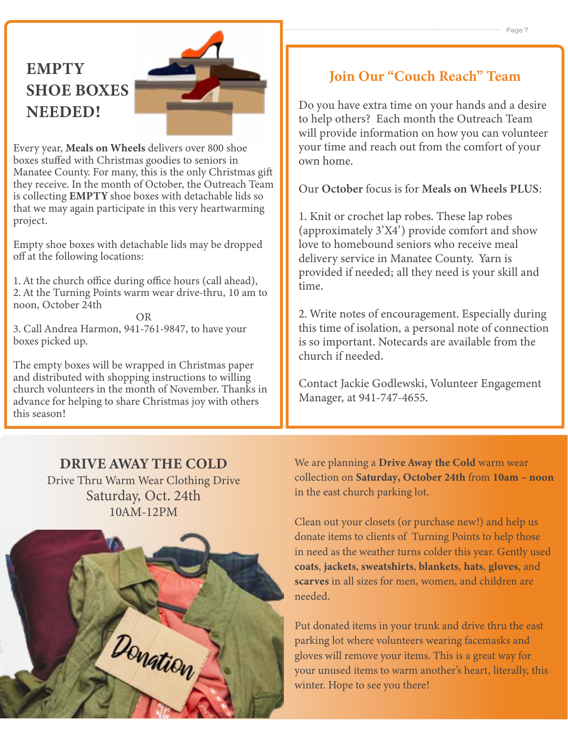## EMPTY SHOE BOXES NEEDED!

Every year, **Meals on Wheels** delivers over 800 shoe boxes stuffed with Christmas goodies to seniors in Manatee County. For many, this is the only Christmas gift they receive. In the month of October, the Outreach Team is collecting **EMPTY** shoe boxes with detachable lids so that we may again participate in this very heartwarming project.

Empty shoe boxes with detachable lids may be dropped off at the following locations:

1. At the church office during office hours (call ahead),
2. At the Turning Points warm wear drive-thru, 10 am to noon, October 24th

OR

3. Call Andrea Harmon, 941-761-9847, to have your boxes picked up.

The empty boxes will be wrapped in Christmas paper and distributed with shopping instructions to willing church volunteers in the month of November. Thanks in advance for helping to share Christmas joy with others this season!

## Join Our "Couch Reach" Team

Do you have extra time on your hands and a desire to help others? Each month the Outreach Team will provide information on how you can volunteer your time and reach out from the comfort of your own home.

Our **October** focus is for **Meals on Wheels PLUS**:

1. Knit or crochet lap robes. These lap robes (approximately 3'X4') provide comfort and show love to homebound seniors who receive meal delivery service in Manatee County. Yarn is provided if needed; all they need is your skill and time.

2. Write notes of encouragement. Especially during this time of isolation, a personal note of connection is so important. Notecards are available from the church if needed.

Contact Jackie Godlewski, Volunteer Engagement Manager, at 941-747-4655.

## DRIVE AWAY THE COLD

Drive Thru Warm Wear Clothing Drive
Saturday, Oct. 24th
10AM-12PM

We are planning a **Drive Away the Cold** warm wear collection on **Saturday, October 24th** from **10am – noon** in the east church parking lot.

Clean out your closets (or purchase new!) and help us donate items to clients of Turning Points to help those in need as the weather turns colder this year. Gently used **coats**, **jackets**, **sweatshirts**, **blankets**, **hats**, **gloves**, and **scarves** in all sizes for men, women, and children are needed.

Put donated items in your trunk and drive thru the east parking lot where volunteers wearing facemasks and gloves will remove your items. This is a great way for your unused items to warm another's heart, literally, this winter. Hope to see you there!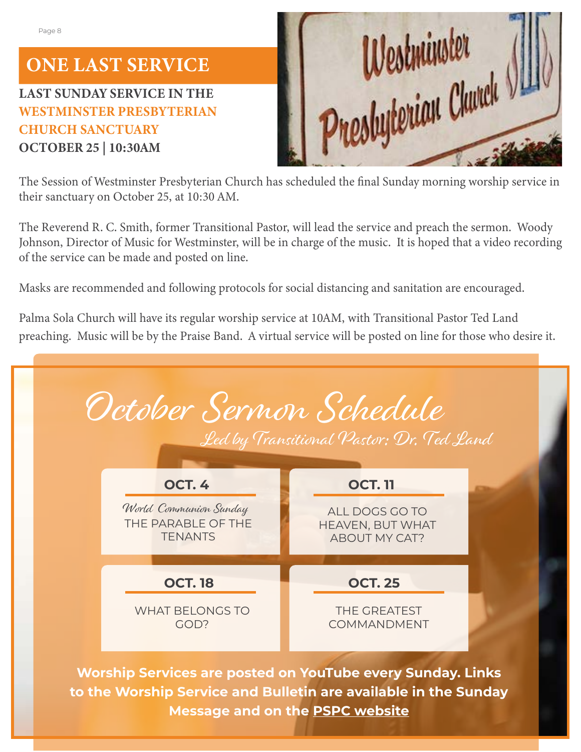# ONE LAST SERVICE

**LAST SUNDAY SERVICE IN THE WESTMINSTER PRESBYTERIAN CHURCH SANCTUARY**
**OCTOBER 25 | 10:30AM**

The Session of Westminster Presbyterian Church has scheduled the final Sunday morning worship service in their sanctuary on October 25, at 10:30 AM.

The Reverend R. C. Smith, former Transitional Pastor, will lead the service and preach the sermon. Woody Johnson, Director of Music for Westminster, will be in charge of the music. It is hoped that a video recording of the service can be made and posted on line.

Masks are recommended and following protocols for social distancing and sanitation are encouraged.

Palma Sola Church will have its regular worship service at 10AM, with Transitional Pastor Ted Land preaching. Music will be by the Praise Band. A virtual service will be posted on line for those who desire it.

## October Sermon Schedule

*Led by Transitional Pastor: Dr. Ted Land*

**OCT. 4**
*World Communion Sunday*
THE PARABLE OF THE TENANTS

**OCT. 11**
ALL DOGS GO TO HEAVEN, BUT WHAT ABOUT MY CAT?

**OCT. 18**
WHAT BELONGS TO GOD?

**OCT. 25**
THE GREATEST COMMANDMENT

**Worship Services are posted on YouTube every Sunday. Links to the Worship Service and Bulletin are available in the Sunday Message and on the PSPC website**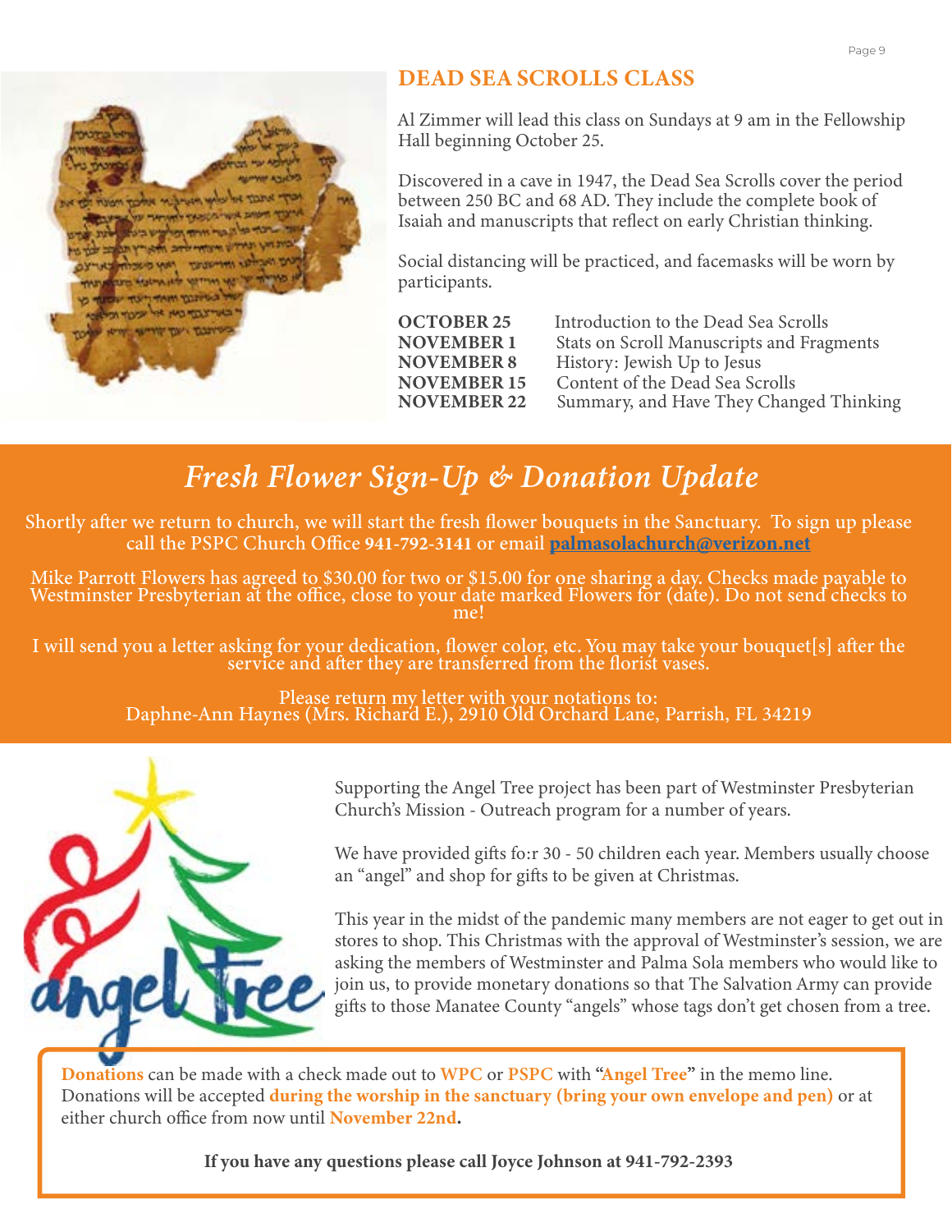## DEAD SEA SCROLLS CLASS

Al Zimmer will lead this class on Sundays at 9 am in the Fellowship Hall beginning October 25.

Discovered in a cave in 1947, the Dead Sea Scrolls cover the period between 250 BC and 68 AD. They include the complete book of Isaiah and manuscripts that reflect on early Christian thinking.

Social distancing will be practiced, and facemasks will be worn by participants.

| | |
|---|---|
| **OCTOBER 25** | Introduction to the Dead Sea Scrolls |
| **NOVEMBER 1** | Stats on Scroll Manuscripts and Fragments |
| **NOVEMBER 8** | History: Jewish Up to Jesus |
| **NOVEMBER 15** | Content of the Dead Sea Scrolls |
| **NOVEMBER 22** | Summary, and Have They Changed Thinking |

## *Fresh Flower Sign-Up & Donation Update*

Shortly after we return to church, we will start the fresh flower bouquets in the Sanctuary. To sign up please call the PSPC Church Office **941-792-3141** or email **palmasolachurch@verizon.net**

Mike Parrott Flowers has agreed to $30.00 for two or $15.00 for one sharing a day. Checks made payable to Westminster Presbyterian at the office, close to your date marked Flowers for (date). Do not send checks to me!

I will send you a letter asking for your dedication, flower color, etc. You may take your bouquet[s] after the service and after they are transferred from the florist vases.

Please return my letter with your notations to:
Daphne-Ann Haynes (Mrs. Richard E.), 2910 Old Orchard Lane, Parrish, FL 34219

Supporting the Angel Tree project has been part of Westminster Presbyterian Church's Mission - Outreach program for a number of years.

We have provided gifts fo:r 30 - 50 children each year. Members usually choose an "angel" and shop for gifts to be given at Christmas.

This year in the midst of the pandemic many members are not eager to get out in stores to shop. This Christmas with the approval of Westminster's session, we are asking the members of Westminster and Palma Sola members who would like to join us, to provide monetary donations so that The Salvation Army can provide gifts to those Manatee County "angels" whose tags don't get chosen from a tree.

**Donations** can be made with a check made out to **WPC** or **PSPC** with "**Angel Tree**" in the memo line. Donations will be accepted **during the worship in the sanctuary (bring your own envelope and pen)** or at either church office from now until **November 22nd.**

**If you have any questions please call Joyce Johnson at 941-792-2393**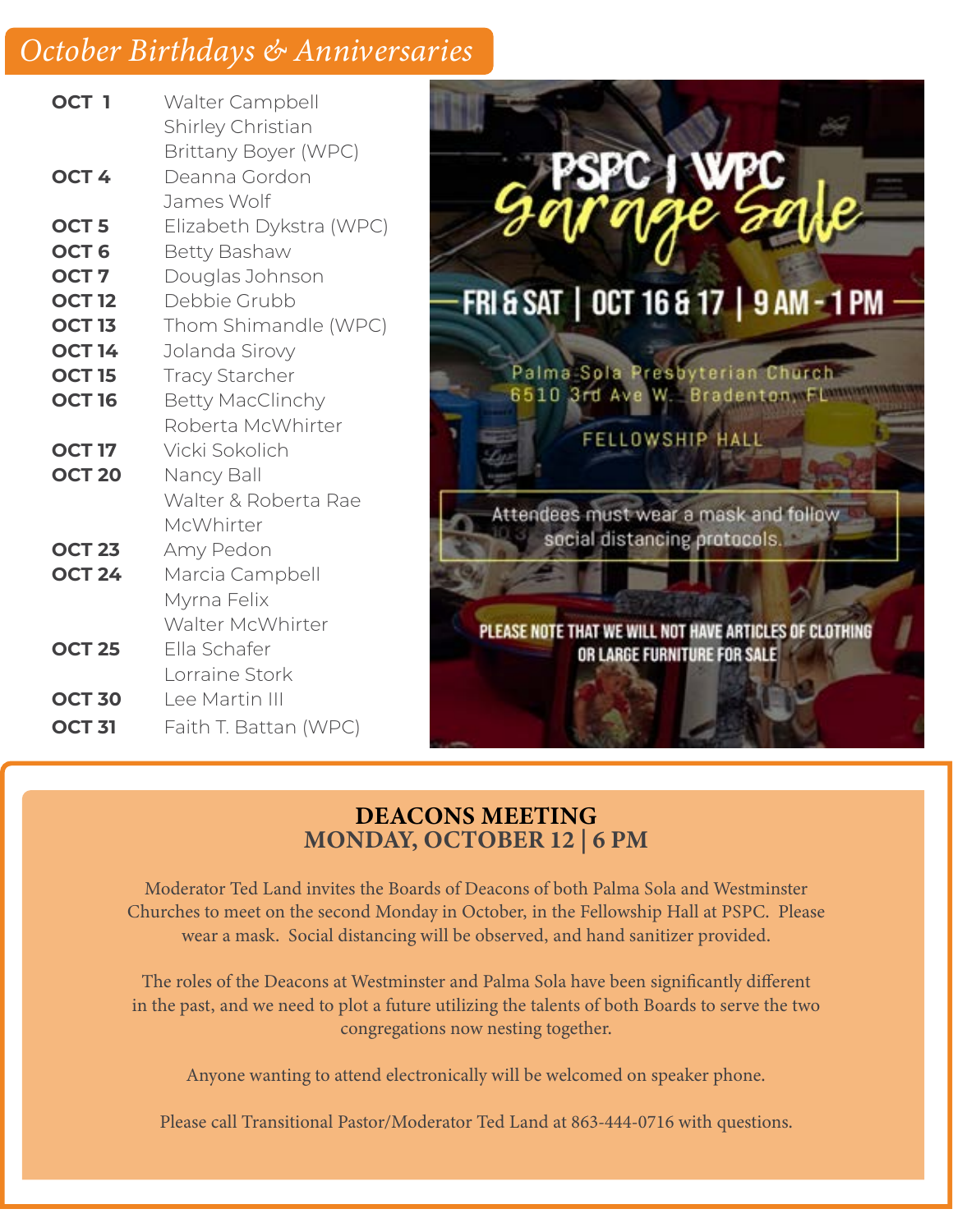## October Birthdays & Anniversaries

| | |
|---|---|
| **OCT 1** | Walter Campbell |
| | Shirley Christian |
| | Brittany Boyer (WPC) |
| **OCT 4** | Deanna Gordon |
| | James Wolf |
| **OCT 5** | Elizabeth Dykstra (WPC) |
| **OCT 6** | Betty Bashaw |
| **OCT 7** | Douglas Johnson |
| **OCT 12** | Debbie Grubb |
| **OCT 13** | Thom Shimandle (WPC) |
| **OCT 14** | Jolanda Sirovy |
| **OCT 15** | Tracy Starcher |
| **OCT 16** | Betty MacClinchy |
| | Roberta McWhirter |
| **OCT 17** | Vicki Sokolich |
| **OCT 20** | Nancy Ball |
| | Walter & Roberta Rae McWhirter |
| **OCT 23** | Amy Pedon |
| **OCT 24** | Marcia Campbell |
| | Myrna Felix |
| | Walter McWhirter |
| **OCT 25** | Ella Schafer |
| | Lorraine Stork |
| **OCT 30** | Lee Martin III |
| **OCT 31** | Faith T. Battan (WPC) |

## PSPC | WPC Garage Sale

**FRI & SAT | OCT 16 & 17 | 9 AM - 1 PM**

Palma Sola Presbyterian Church
6510 3rd Ave W. Bradenton, FL

FELLOWSHIP HALL

Attendees must wear a mask and follow social distancing protocols.

**PLEASE NOTE THAT WE WILL NOT HAVE ARTICLES OF CLOTHING OR LARGE FURNITURE FOR SALE**

## DEACONS MEETING
## MONDAY, OCTOBER 12 | 6 PM

Moderator Ted Land invites the Boards of Deacons of both Palma Sola and Westminster Churches to meet on the second Monday in October, in the Fellowship Hall at PSPC. Please wear a mask. Social distancing will be observed, and hand sanitizer provided.

The roles of the Deacons at Westminster and Palma Sola have been significantly different in the past, and we need to plot a future utilizing the talents of both Boards to serve the two congregations now nesting together.

Anyone wanting to attend electronically will be welcomed on speaker phone.

Please call Transitional Pastor/Moderator Ted Land at 863-444-0716 with questions.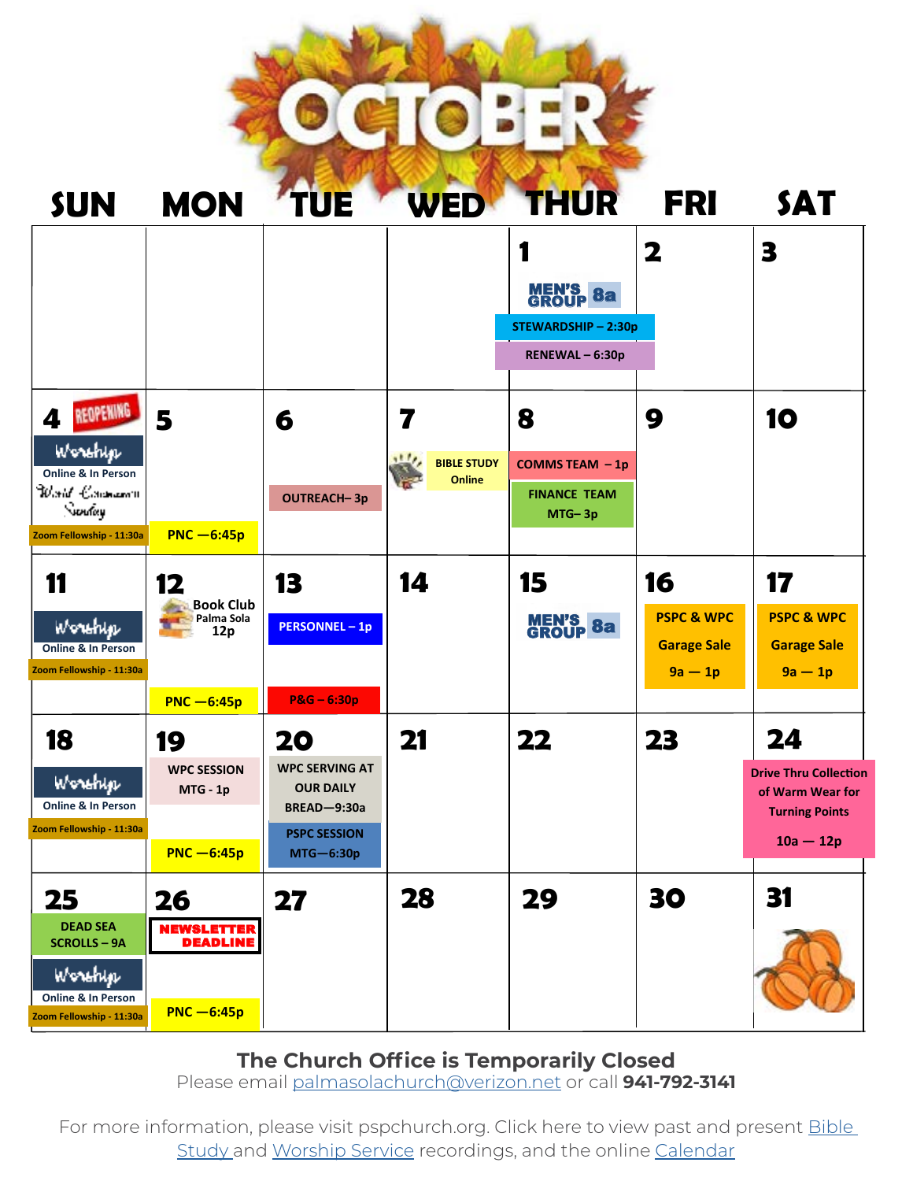# OCTOBER

| SUN | MON | TUE | WED | THUR | FRI | SAT |
|---|---|---|---|---|---|---|
| | | | | **1** MEN'S GROUP 8a; STEWARDSHIP – 2:30p; RENEWAL – 6:30p | **2** | **3** |
| **4** REOPENING; Worship Online & In Person; World Communion Sunday; Zoom Fellowship - 11:30a | **5** PNC —6:45p | **6** OUTREACH– 3p | **7** BIBLE STUDY Online | **8** COMMS TEAM – 1p; FINANCE TEAM MTG– 3p | **9** | **10** |
| **11** Worship Online & In Person; Zoom Fellowship - 11:30a | **12** Book Club Palma Sola 12p; PNC —6:45p | **13** PERSONNEL – 1p; P&G – 6:30p | **14** | **15** MEN'S GROUP 8a | **16** PSPC & WPC Garage Sale 9a — 1p | **17** PSPC & WPC Garage Sale 9a — 1p |
| **18** Worship Online & In Person; Zoom Fellowship - 11:30a | **19** WPC SESSION MTG - 1p; PNC —6:45p | **20** WPC SERVING AT OUR DAILY BREAD—9:30a; PSPC SESSION MTG—6:30p | **21** | **22** | **23** | **24** Drive Thru Collection of Warm Wear for Turning Points 10a — 12p |
| **25** DEAD SEA SCROLLS – 9A; Worship Online & In Person; Zoom Fellowship - 11:30a | **26** NEWSLETTER DEADLINE; PNC —6:45p | **27** | **28** | **29** | **30** | **31** |

**The Church Office is Temporarily Closed**

Please email palmasolachurch@verizon.net or call **941-792-3141**

For more information, please visit pspchurch.org. Click here to view past and present Bible Study and Worship Service recordings, and the online Calendar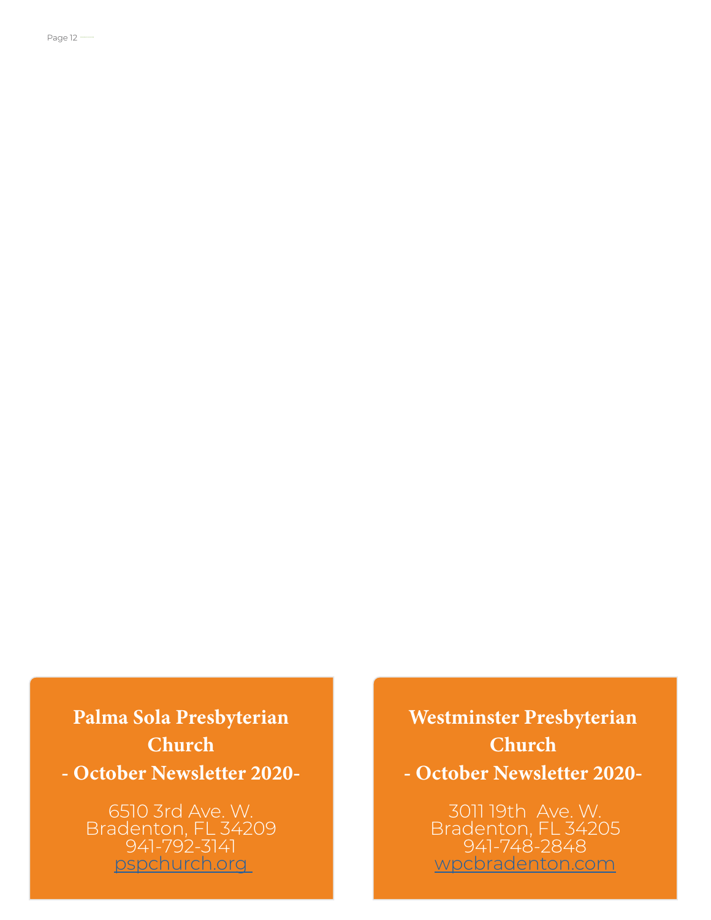**Palma Sola Presbyterian Church**

**- October Newsletter 2020-**

6510 3rd Ave. W.
Bradenton, FL 34209
941-792-3141
pspchurch.org

**Westminster Presbyterian Church**

**- October Newsletter 2020-**

3011 19th Ave. W.
Bradenton, FL 34205
941-748-2848
wpcbradenton.com